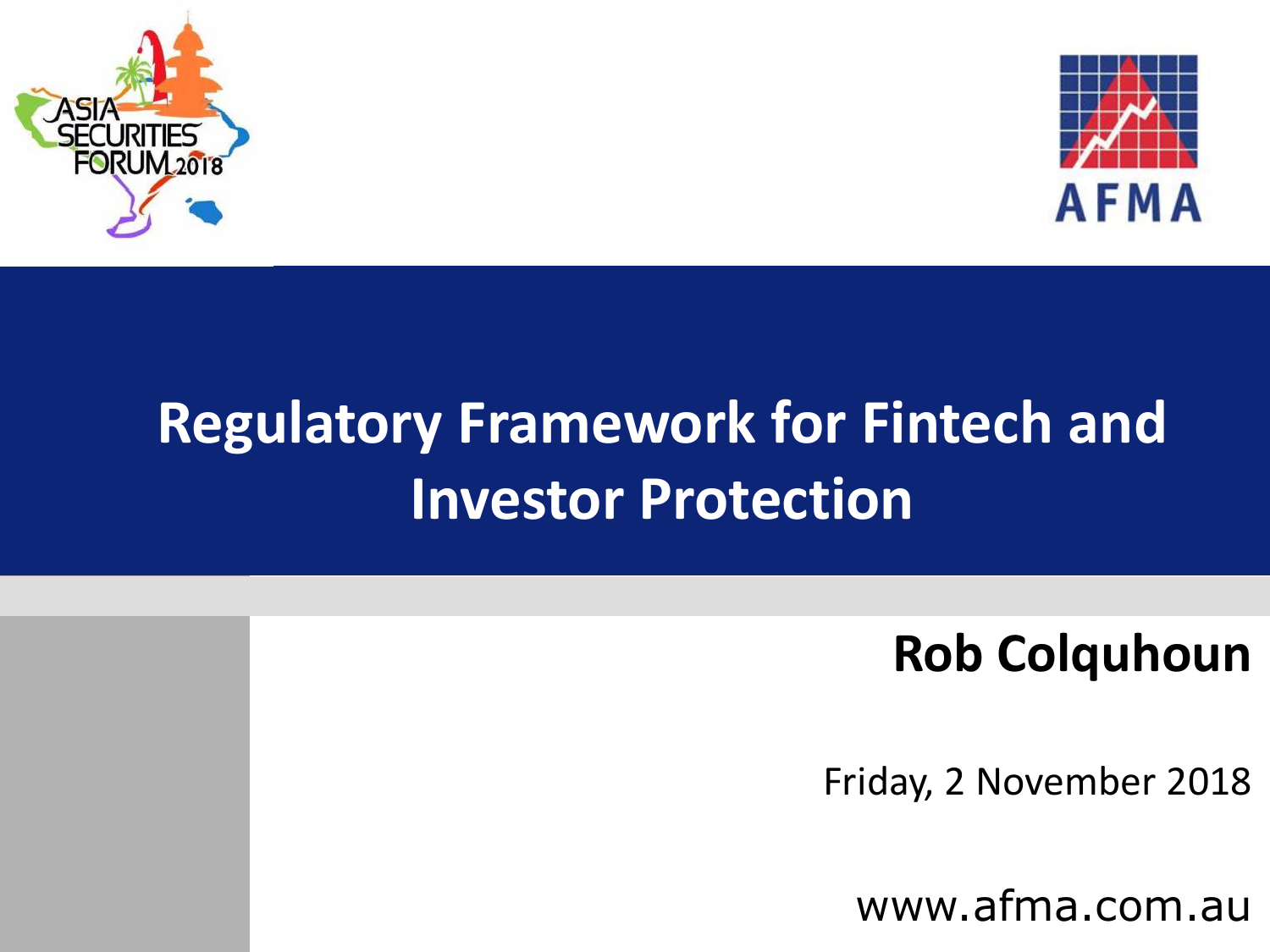ASIA SECURITIES FORUM 2018

AFMA

# Regulatory Framework for Fintech and Investor Protection

**Rob Colquhoun**

Friday, 2 November 2018

www.afma.com.au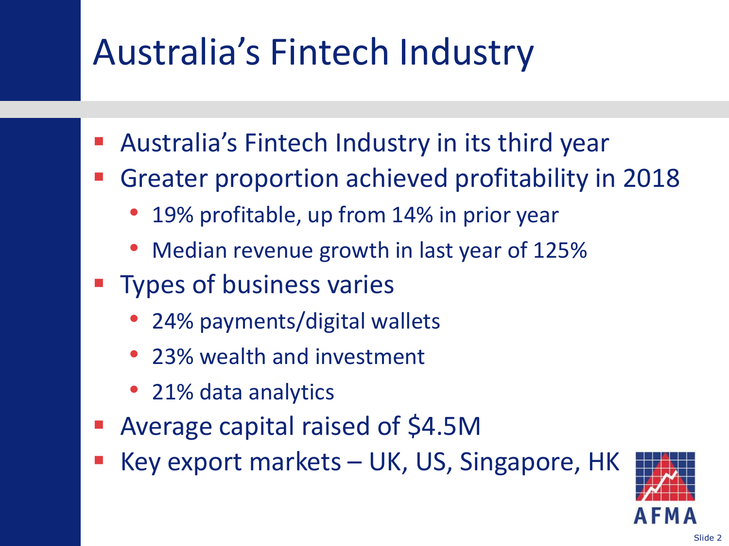# Australia's Fintech Industry

- Australia's Fintech Industry in its third year
- Greater proportion achieved profitability in 2018
  - 19% profitable, up from 14% in prior year
  - Median revenue growth in last year of 125%
- Types of business varies
  - 24% payments/digital wallets
  - 23% wealth and investment
  - 21% data analytics
- Average capital raised of $4.5M
- Key export markets – UK, US, Singapore, HK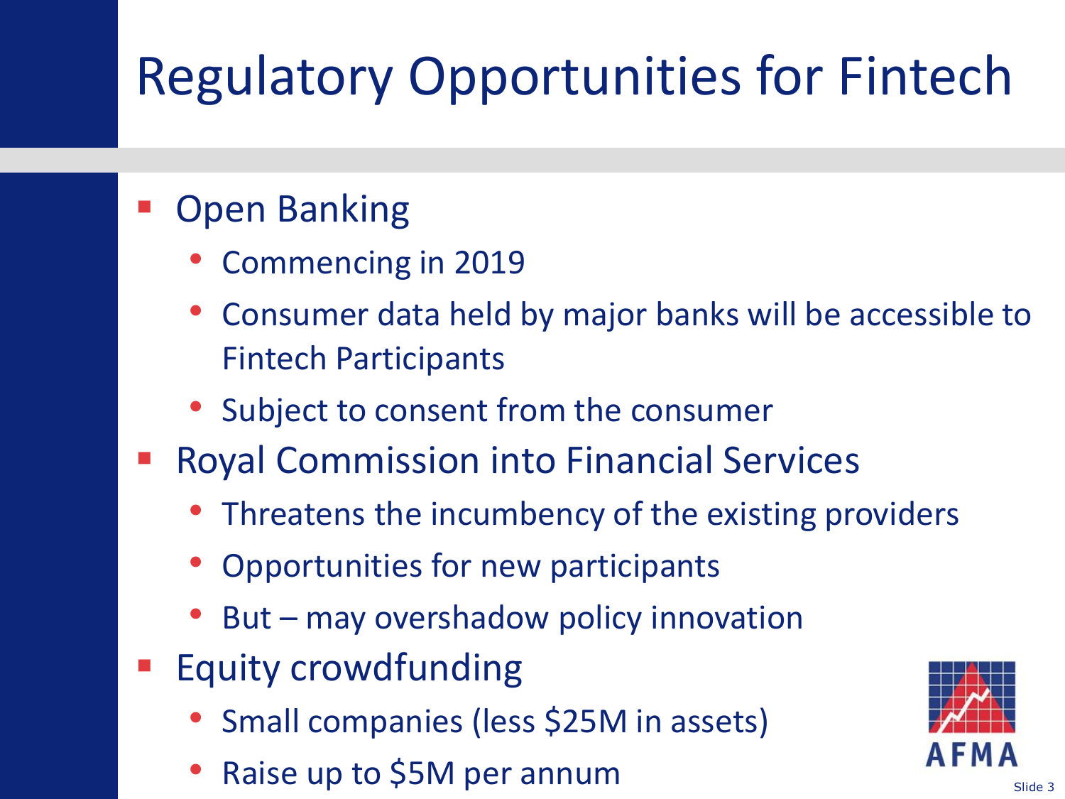# Regulatory Opportunities for Fintech

- Open Banking
  - Commencing in 2019
  - Consumer data held by major banks will be accessible to Fintech Participants
  - Subject to consent from the consumer
- Royal Commission into Financial Services
  - Threatens the incumbency of the existing providers
  - Opportunities for new participants
  - But – may overshadow policy innovation
- Equity crowdfunding
  - Small companies (less $25M in assets)
  - Raise up to $5M per annum

AFMA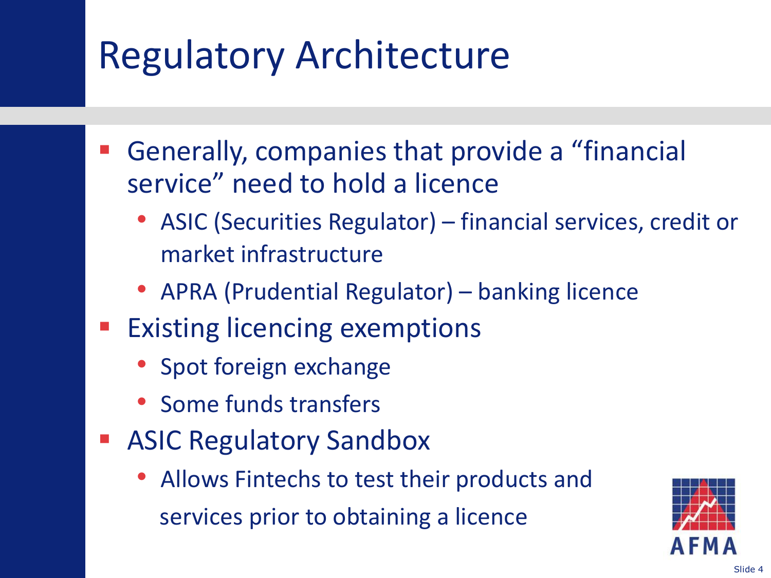# Regulatory Architecture

- Generally, companies that provide a "financial service" need to hold a licence
  - ASIC (Securities Regulator) – financial services, credit or market infrastructure
  - APRA (Prudential Regulator) – banking licence
- Existing licencing exemptions
  - Spot foreign exchange
  - Some funds transfers
- ASIC Regulatory Sandbox
  - Allows Fintechs to test their products and services prior to obtaining a licence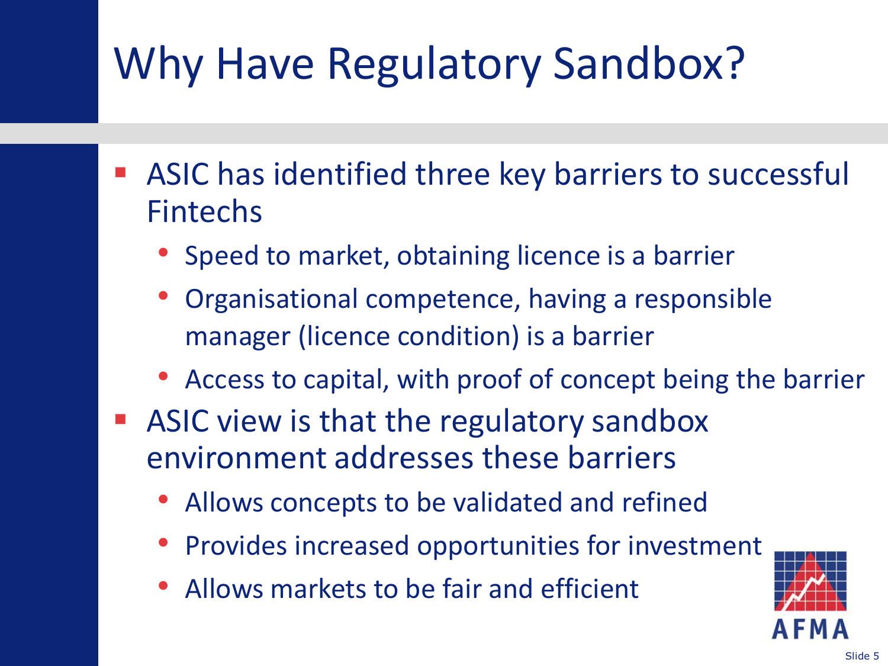# Why Have Regulatory Sandbox?

- ASIC has identified three key barriers to successful Fintechs
  - Speed to market, obtaining licence is a barrier
  - Organisational competence, having a responsible manager (licence condition) is a barrier
  - Access to capital, with proof of concept being the barrier
- ASIC view is that the regulatory sandbox environment addresses these barriers
  - Allows concepts to be validated and refined
  - Provides increased opportunities for investment
  - Allows markets to be fair and efficient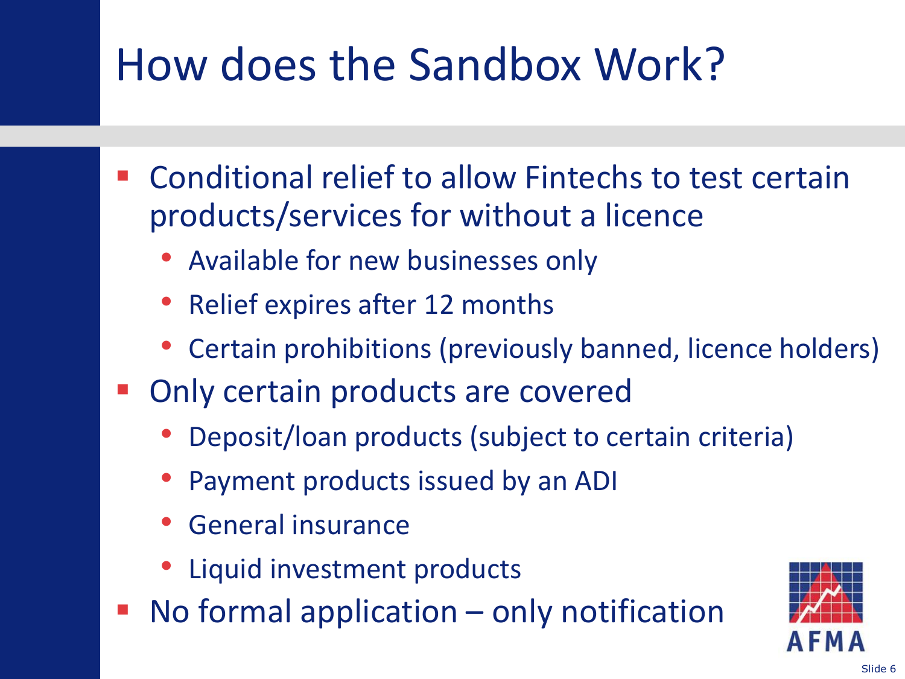# How does the Sandbox Work?

- Conditional relief to allow Fintechs to test certain products/services for without a licence
  - Available for new businesses only
  - Relief expires after 12 months
  - Certain prohibitions (previously banned, licence holders)
- Only certain products are covered
  - Deposit/loan products (subject to certain criteria)
  - Payment products issued by an ADI
  - General insurance
  - Liquid investment products
- No formal application – only notification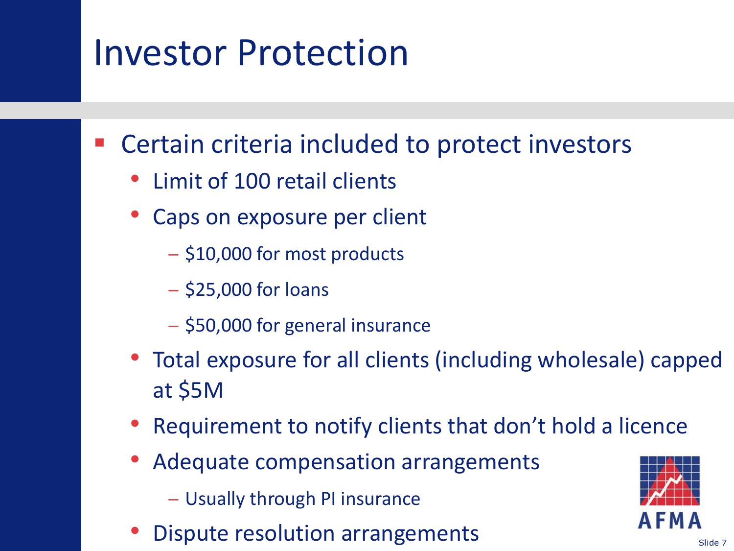# Investor Protection

- Certain criteria included to protect investors
  - Limit of 100 retail clients
  - Caps on exposure per client
    - $10,000 for most products
    - $25,000 for loans
    - $50,000 for general insurance
  - Total exposure for all clients (including wholesale) capped at $5M
  - Requirement to notify clients that don't hold a licence
  - Adequate compensation arrangements
    - Usually through PI insurance
  - Dispute resolution arrangements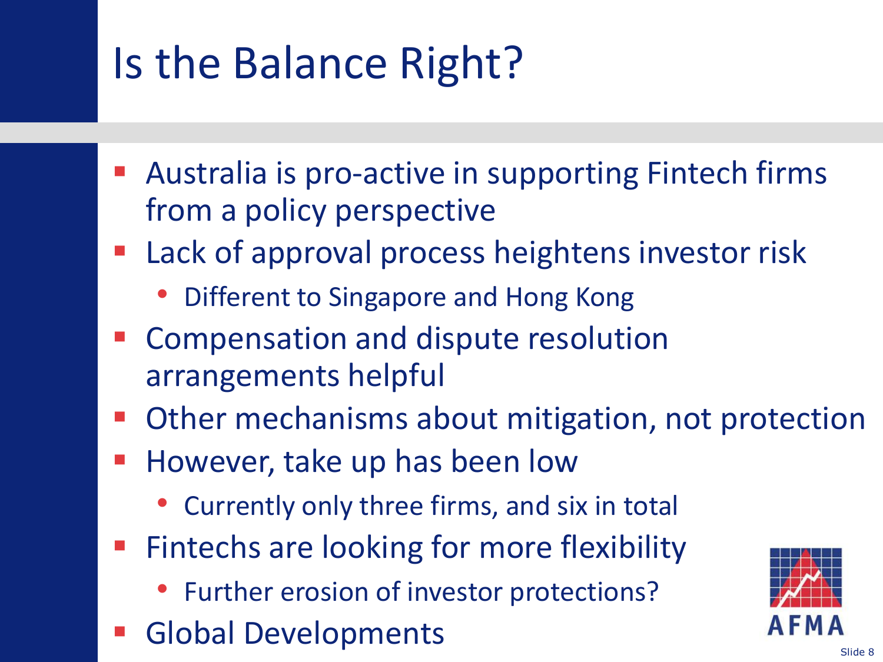# Is the Balance Right?

- Australia is pro-active in supporting Fintech firms from a policy perspective
- Lack of approval process heightens investor risk
  - Different to Singapore and Hong Kong
- Compensation and dispute resolution arrangements helpful
- Other mechanisms about mitigation, not protection
- However, take up has been low
  - Currently only three firms, and six in total
- Fintechs are looking for more flexibility
  - Further erosion of investor protections?
- Global Developments

AFMA